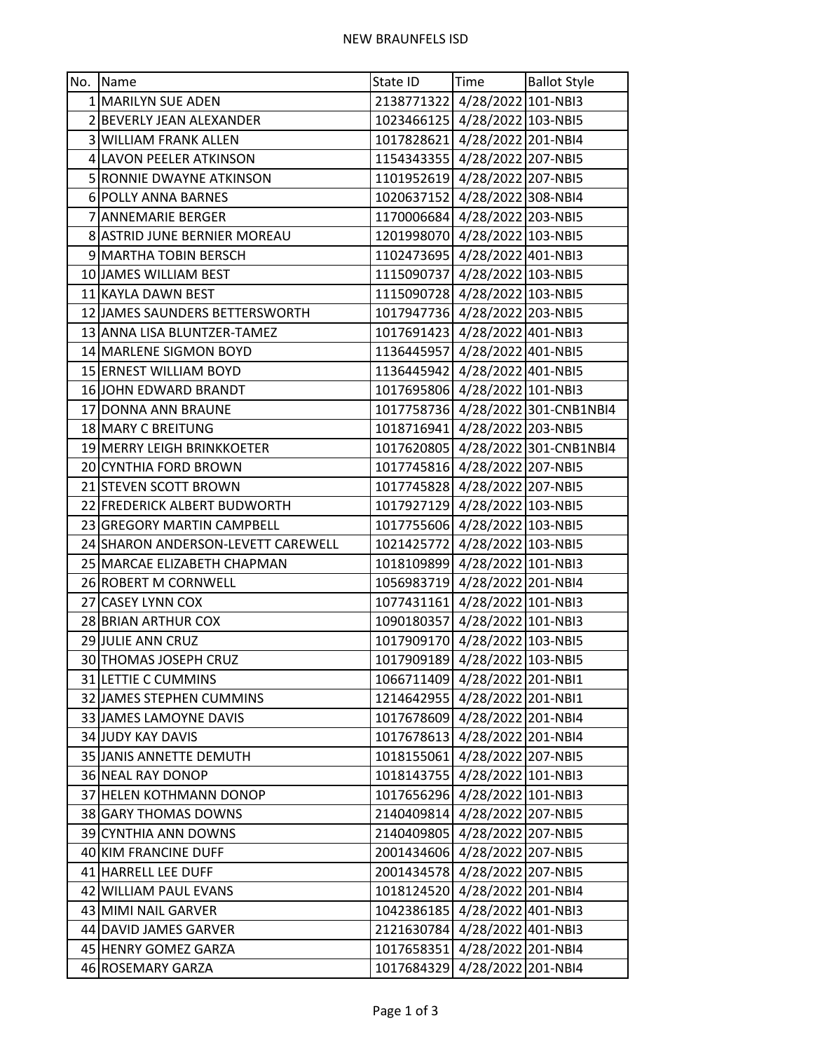# NEW BRAUNFELS ISD

| No. | Name | State ID | Time | Ballot Style |
|---|---|---|---|---|
| 1 | MARILYN SUE ADEN | 2138771322 | 4/28/2022 | 101-NBI3 |
| 2 | BEVERLY JEAN ALEXANDER | 1023466125 | 4/28/2022 | 103-NBI5 |
| 3 | WILLIAM FRANK ALLEN | 1017828621 | 4/28/2022 | 201-NBI4 |
| 4 | LAVON PEELER ATKINSON | 1154343355 | 4/28/2022 | 207-NBI5 |
| 5 | RONNIE DWAYNE ATKINSON | 1101952619 | 4/28/2022 | 207-NBI5 |
| 6 | POLLY ANNA BARNES | 1020637152 | 4/28/2022 | 308-NBI4 |
| 7 | ANNEMARIE BERGER | 1170006684 | 4/28/2022 | 203-NBI5 |
| 8 | ASTRID JUNE BERNIER MOREAU | 1201998070 | 4/28/2022 | 103-NBI5 |
| 9 | MARTHA TOBIN BERSCH | 1102473695 | 4/28/2022 | 401-NBI3 |
| 10 | JAMES WILLIAM BEST | 1115090737 | 4/28/2022 | 103-NBI5 |
| 11 | KAYLA DAWN BEST | 1115090728 | 4/28/2022 | 103-NBI5 |
| 12 | JAMES SAUNDERS BETTERSWORTH | 1017947736 | 4/28/2022 | 203-NBI5 |
| 13 | ANNA LISA BLUNTZER-TAMEZ | 1017691423 | 4/28/2022 | 401-NBI3 |
| 14 | MARLENE SIGMON BOYD | 1136445957 | 4/28/2022 | 401-NBI5 |
| 15 | ERNEST WILLIAM BOYD | 1136445942 | 4/28/2022 | 401-NBI5 |
| 16 | JOHN EDWARD BRANDT | 1017695806 | 4/28/2022 | 101-NBI3 |
| 17 | DONNA ANN BRAUNE | 1017758736 | 4/28/2022 | 301-CNB1NBI4 |
| 18 | MARY C BREITUNG | 1018716941 | 4/28/2022 | 203-NBI5 |
| 19 | MERRY LEIGH BRINKKOETER | 1017620805 | 4/28/2022 | 301-CNB1NBI4 |
| 20 | CYNTHIA FORD BROWN | 1017745816 | 4/28/2022 | 207-NBI5 |
| 21 | STEVEN SCOTT BROWN | 1017745828 | 4/28/2022 | 207-NBI5 |
| 22 | FREDERICK ALBERT BUDWORTH | 1017927129 | 4/28/2022 | 103-NBI5 |
| 23 | GREGORY MARTIN CAMPBELL | 1017755606 | 4/28/2022 | 103-NBI5 |
| 24 | SHARON ANDERSON-LEVETT CAREWELL | 1021425772 | 4/28/2022 | 103-NBI5 |
| 25 | MARCAE ELIZABETH CHAPMAN | 1018109899 | 4/28/2022 | 101-NBI3 |
| 26 | ROBERT M CORNWELL | 1056983719 | 4/28/2022 | 201-NBI4 |
| 27 | CASEY LYNN COX | 1077431161 | 4/28/2022 | 101-NBI3 |
| 28 | BRIAN ARTHUR COX | 1090180357 | 4/28/2022 | 101-NBI3 |
| 29 | JULIE ANN CRUZ | 1017909170 | 4/28/2022 | 103-NBI5 |
| 30 | THOMAS JOSEPH CRUZ | 1017909189 | 4/28/2022 | 103-NBI5 |
| 31 | LETTIE C CUMMINS | 1066711409 | 4/28/2022 | 201-NBI1 |
| 32 | JAMES STEPHEN CUMMINS | 1214642955 | 4/28/2022 | 201-NBI1 |
| 33 | JAMES LAMOYNE DAVIS | 1017678609 | 4/28/2022 | 201-NBI4 |
| 34 | JUDY KAY DAVIS | 1017678613 | 4/28/2022 | 201-NBI4 |
| 35 | JANIS ANNETTE DEMUTH | 1018155061 | 4/28/2022 | 207-NBI5 |
| 36 | NEAL RAY DONOP | 1018143755 | 4/28/2022 | 101-NBI3 |
| 37 | HELEN KOTHMANN DONOP | 1017656296 | 4/28/2022 | 101-NBI3 |
| 38 | GARY THOMAS DOWNS | 2140409814 | 4/28/2022 | 207-NBI5 |
| 39 | CYNTHIA ANN DOWNS | 2140409805 | 4/28/2022 | 207-NBI5 |
| 40 | KIM FRANCINE DUFF | 2001434606 | 4/28/2022 | 207-NBI5 |
| 41 | HARRELL LEE DUFF | 2001434578 | 4/28/2022 | 207-NBI5 |
| 42 | WILLIAM PAUL EVANS | 1018124520 | 4/28/2022 | 201-NBI4 |
| 43 | MIMI NAIL GARVER | 1042386185 | 4/28/2022 | 401-NBI3 |
| 44 | DAVID JAMES GARVER | 2121630784 | 4/28/2022 | 401-NBI3 |
| 45 | HENRY GOMEZ GARZA | 1017658351 | 4/28/2022 | 201-NBI4 |
| 46 | ROSEMARY GARZA | 1017684329 | 4/28/2022 | 201-NBI4 |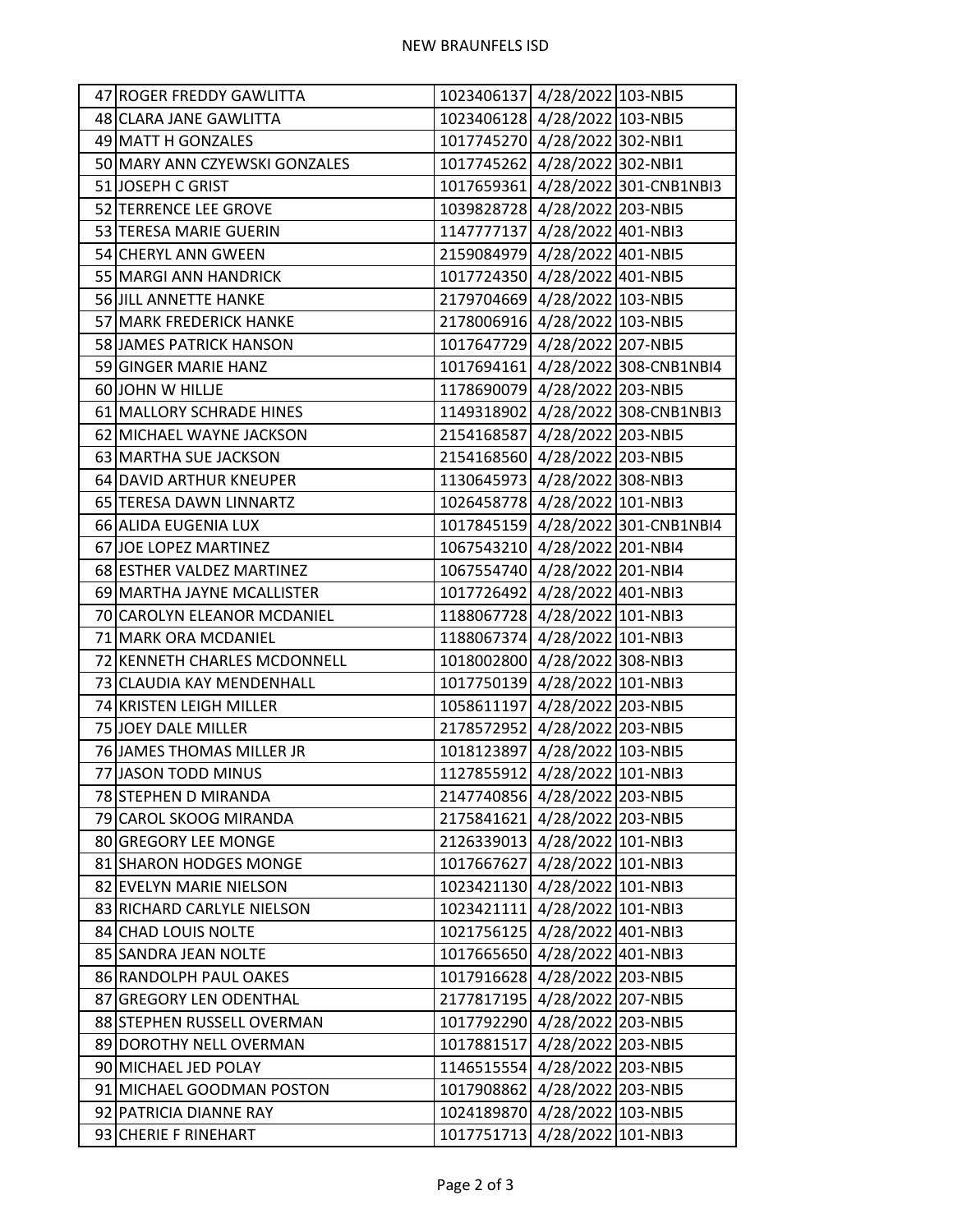| | | | | |
|---|---|---|---|---|
| 47 | ROGER FREDDY GAWLITTA | 1023406137 | 4/28/2022 | 103-NBI5 |
| 48 | CLARA JANE GAWLITTA | 1023406128 | 4/28/2022 | 103-NBI5 |
| 49 | MATT H GONZALES | 1017745270 | 4/28/2022 | 302-NBI1 |
| 50 | MARY ANN CZYEWSKI GONZALES | 1017745262 | 4/28/2022 | 302-NBI1 |
| 51 | JOSEPH C GRIST | 1017659361 | 4/28/2022 | 301-CNB1NBI3 |
| 52 | TERRENCE LEE GROVE | 1039828728 | 4/28/2022 | 203-NBI5 |
| 53 | TERESA MARIE GUERIN | 1147777137 | 4/28/2022 | 401-NBI3 |
| 54 | CHERYL ANN GWEEN | 2159084979 | 4/28/2022 | 401-NBI5 |
| 55 | MARGI ANN HANDRICK | 1017724350 | 4/28/2022 | 401-NBI5 |
| 56 | JILL ANNETTE HANKE | 2179704669 | 4/28/2022 | 103-NBI5 |
| 57 | MARK FREDERICK HANKE | 2178006916 | 4/28/2022 | 103-NBI5 |
| 58 | JAMES PATRICK HANSON | 1017647729 | 4/28/2022 | 207-NBI5 |
| 59 | GINGER MARIE HANZ | 1017694161 | 4/28/2022 | 308-CNB1NBI4 |
| 60 | JOHN W HILLJE | 1178690079 | 4/28/2022 | 203-NBI5 |
| 61 | MALLORY SCHRADE HINES | 1149318902 | 4/28/2022 | 308-CNB1NBI3 |
| 62 | MICHAEL WAYNE JACKSON | 2154168587 | 4/28/2022 | 203-NBI5 |
| 63 | MARTHA SUE JACKSON | 2154168560 | 4/28/2022 | 203-NBI5 |
| 64 | DAVID ARTHUR KNEUPER | 1130645973 | 4/28/2022 | 308-NBI3 |
| 65 | TERESA DAWN LINNARTZ | 1026458778 | 4/28/2022 | 101-NBI3 |
| 66 | ALIDA EUGENIA LUX | 1017845159 | 4/28/2022 | 301-CNB1NBI4 |
| 67 | JOE LOPEZ MARTINEZ | 1067543210 | 4/28/2022 | 201-NBI4 |
| 68 | ESTHER VALDEZ MARTINEZ | 1067554740 | 4/28/2022 | 201-NBI4 |
| 69 | MARTHA JAYNE MCALLISTER | 1017726492 | 4/28/2022 | 401-NBI3 |
| 70 | CAROLYN ELEANOR MCDANIEL | 1188067728 | 4/28/2022 | 101-NBI3 |
| 71 | MARK ORA MCDANIEL | 1188067374 | 4/28/2022 | 101-NBI3 |
| 72 | KENNETH CHARLES MCDONNELL | 1018002800 | 4/28/2022 | 308-NBI3 |
| 73 | CLAUDIA KAY MENDENHALL | 1017750139 | 4/28/2022 | 101-NBI3 |
| 74 | KRISTEN LEIGH MILLER | 1058611197 | 4/28/2022 | 203-NBI5 |
| 75 | JOEY DALE MILLER | 2178572952 | 4/28/2022 | 203-NBI5 |
| 76 | JAMES THOMAS MILLER JR | 1018123897 | 4/28/2022 | 103-NBI5 |
| 77 | JASON TODD MINUS | 1127855912 | 4/28/2022 | 101-NBI3 |
| 78 | STEPHEN D MIRANDA | 2147740856 | 4/28/2022 | 203-NBI5 |
| 79 | CAROL SKOOG MIRANDA | 2175841621 | 4/28/2022 | 203-NBI5 |
| 80 | GREGORY LEE MONGE | 2126339013 | 4/28/2022 | 101-NBI3 |
| 81 | SHARON HODGES MONGE | 1017667627 | 4/28/2022 | 101-NBI3 |
| 82 | EVELYN MARIE NIELSON | 1023421130 | 4/28/2022 | 101-NBI3 |
| 83 | RICHARD CARLYLE NIELSON | 1023421111 | 4/28/2022 | 101-NBI3 |
| 84 | CHAD LOUIS NOLTE | 1021756125 | 4/28/2022 | 401-NBI3 |
| 85 | SANDRA JEAN NOLTE | 1017665650 | 4/28/2022 | 401-NBI3 |
| 86 | RANDOLPH PAUL OAKES | 1017916628 | 4/28/2022 | 203-NBI5 |
| 87 | GREGORY LEN ODENTHAL | 2177817195 | 4/28/2022 | 207-NBI5 |
| 88 | STEPHEN RUSSELL OVERMAN | 1017792290 | 4/28/2022 | 203-NBI5 |
| 89 | DOROTHY NELL OVERMAN | 1017881517 | 4/28/2022 | 203-NBI5 |
| 90 | MICHAEL JED POLAY | 1146515554 | 4/28/2022 | 203-NBI5 |
| 91 | MICHAEL GOODMAN POSTON | 1017908862 | 4/28/2022 | 203-NBI5 |
| 92 | PATRICIA DIANNE RAY | 1024189870 | 4/28/2022 | 103-NBI5 |
| 93 | CHERIE F RINEHART | 1017751713 | 4/28/2022 | 101-NBI3 |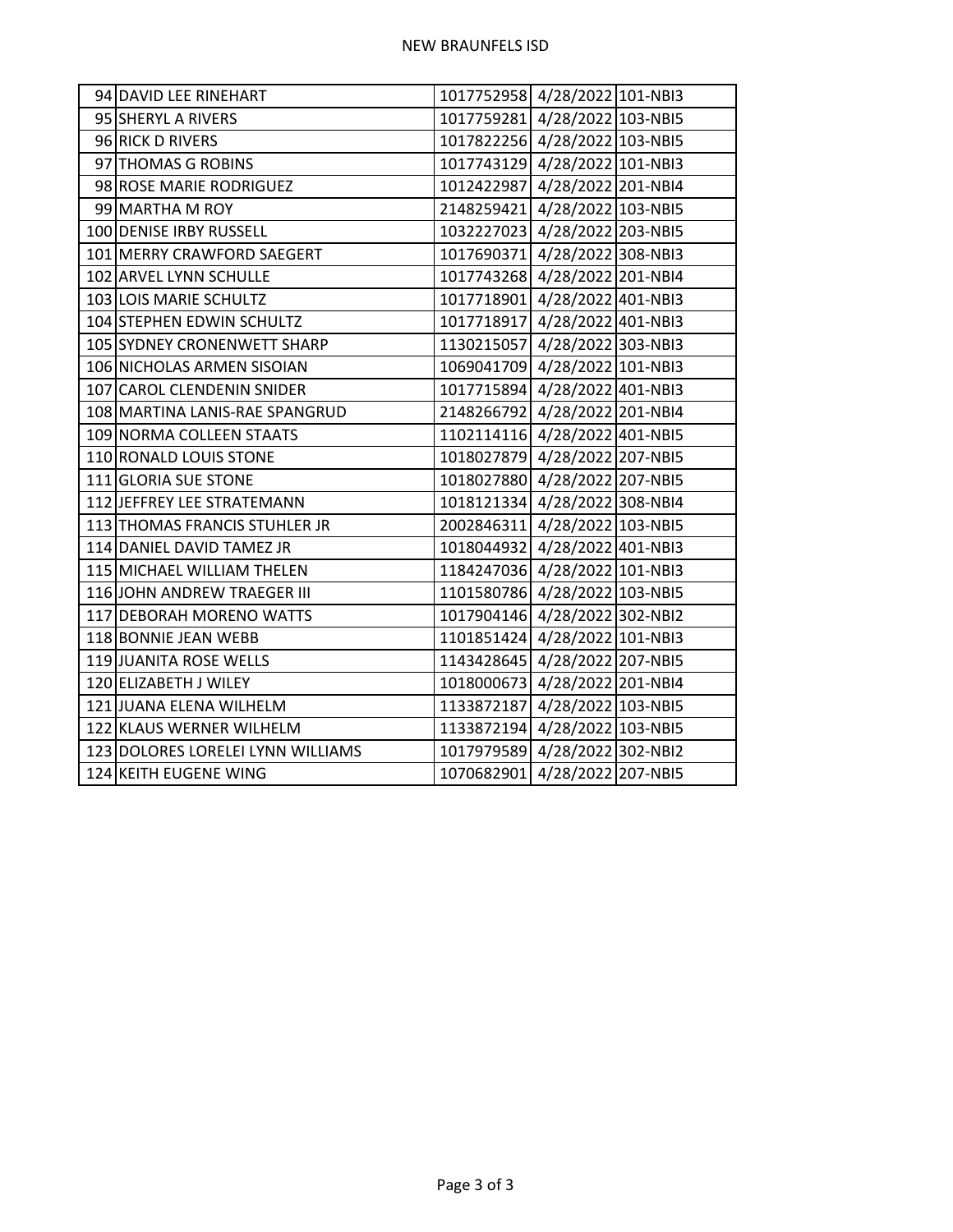| | | | | |
|---|---|---|---|---|
| 94 | DAVID LEE RINEHART | 1017752958 | 4/28/2022 | 101-NBI3 |
| 95 | SHERYL A RIVERS | 1017759281 | 4/28/2022 | 103-NBI5 |
| 96 | RICK D RIVERS | 1017822256 | 4/28/2022 | 103-NBI5 |
| 97 | THOMAS G ROBINS | 1017743129 | 4/28/2022 | 101-NBI3 |
| 98 | ROSE MARIE RODRIGUEZ | 1012422987 | 4/28/2022 | 201-NBI4 |
| 99 | MARTHA M ROY | 2148259421 | 4/28/2022 | 103-NBI5 |
| 100 | DENISE IRBY RUSSELL | 1032227023 | 4/28/2022 | 203-NBI5 |
| 101 | MERRY CRAWFORD SAEGERT | 1017690371 | 4/28/2022 | 308-NBI3 |
| 102 | ARVEL LYNN SCHULLE | 1017743268 | 4/28/2022 | 201-NBI4 |
| 103 | LOIS MARIE SCHULTZ | 1017718901 | 4/28/2022 | 401-NBI3 |
| 104 | STEPHEN EDWIN SCHULTZ | 1017718917 | 4/28/2022 | 401-NBI3 |
| 105 | SYDNEY CRONENWETT SHARP | 1130215057 | 4/28/2022 | 303-NBI3 |
| 106 | NICHOLAS ARMEN SISOIAN | 1069041709 | 4/28/2022 | 101-NBI3 |
| 107 | CAROL CLENDENIN SNIDER | 1017715894 | 4/28/2022 | 401-NBI3 |
| 108 | MARTINA LANIS-RAE SPANGRUD | 2148266792 | 4/28/2022 | 201-NBI4 |
| 109 | NORMA COLLEEN STAATS | 1102114116 | 4/28/2022 | 401-NBI5 |
| 110 | RONALD LOUIS STONE | 1018027879 | 4/28/2022 | 207-NBI5 |
| 111 | GLORIA SUE STONE | 1018027880 | 4/28/2022 | 207-NBI5 |
| 112 | JEFFREY LEE STRATEMANN | 1018121334 | 4/28/2022 | 308-NBI4 |
| 113 | THOMAS FRANCIS STUHLER JR | 2002846311 | 4/28/2022 | 103-NBI5 |
| 114 | DANIEL DAVID TAMEZ JR | 1018044932 | 4/28/2022 | 401-NBI3 |
| 115 | MICHAEL WILLIAM THELEN | 1184247036 | 4/28/2022 | 101-NBI3 |
| 116 | JOHN ANDREW TRAEGER III | 1101580786 | 4/28/2022 | 103-NBI5 |
| 117 | DEBORAH MORENO WATTS | 1017904146 | 4/28/2022 | 302-NBI2 |
| 118 | BONNIE JEAN WEBB | 1101851424 | 4/28/2022 | 101-NBI3 |
| 119 | JUANITA ROSE WELLS | 1143428645 | 4/28/2022 | 207-NBI5 |
| 120 | ELIZABETH J WILEY | 1018000673 | 4/28/2022 | 201-NBI4 |
| 121 | JUANA ELENA WILHELM | 1133872187 | 4/28/2022 | 103-NBI5 |
| 122 | KLAUS WERNER WILHELM | 1133872194 | 4/28/2022 | 103-NBI5 |
| 123 | DOLORES LORELEI LYNN WILLIAMS | 1017979589 | 4/28/2022 | 302-NBI2 |
| 124 | KEITH EUGENE WING | 1070682901 | 4/28/2022 | 207-NBI5 |